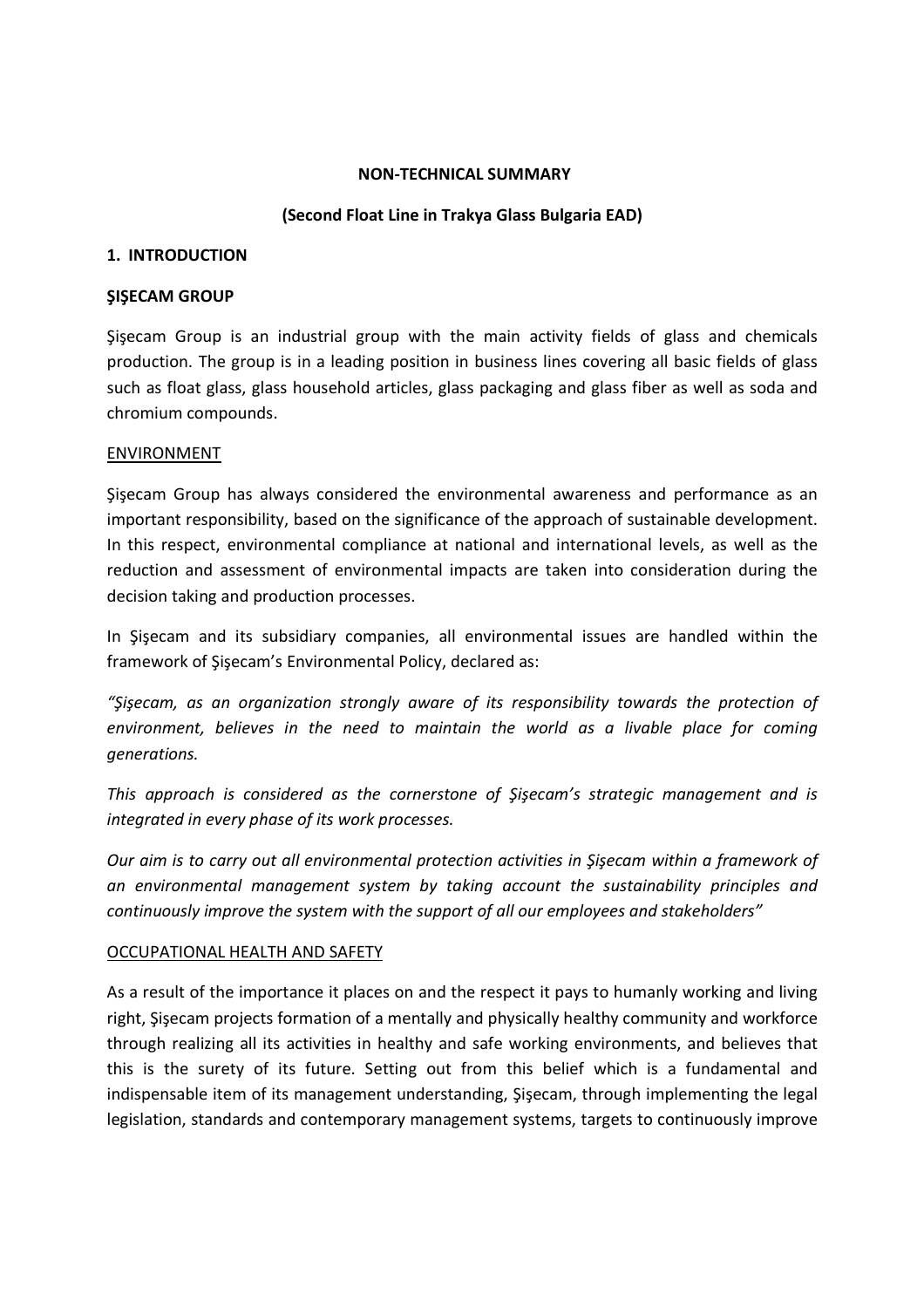**NON-TECHNICAL SUMMARY**

**(Second Float Line in Trakya Glass Bulgaria EAD)**

## 1. INTRODUCTION

### ŞIŞECAM GROUP

Şişecam Group is an industrial group with the main activity fields of glass and chemicals production. The group is in a leading position in business lines covering all basic fields of glass such as float glass, glass household articles, glass packaging and glass fiber as well as soda and chromium compounds.

#### ENVIRONMENT

Şişecam Group has always considered the environmental awareness and performance as an important responsibility, based on the significance of the approach of sustainable development. In this respect, environmental compliance at national and international levels, as well as the reduction and assessment of environmental impacts are taken into consideration during the decision taking and production processes.

In Şişecam and its subsidiary companies, all environmental issues are handled within the framework of Şişecam's Environmental Policy, declared as:

*"Şişecam, as an organization strongly aware of its responsibility towards the protection of environment, believes in the need to maintain the world as a livable place for coming generations.*

*This approach is considered as the cornerstone of Şişecam's strategic management and is integrated in every phase of its work processes.*

*Our aim is to carry out all environmental protection activities in Şişecam within a framework of an environmental management system by taking account the sustainability principles and continuously improve the system with the support of all our employees and stakeholders"*

#### OCCUPATIONAL HEALTH AND SAFETY

As a result of the importance it places on and the respect it pays to humanly working and living right, Şişecam projects formation of a mentally and physically healthy community and workforce through realizing all its activities in healthy and safe working environments, and believes that this is the surety of its future. Setting out from this belief which is a fundamental and indispensable item of its management understanding, Şişecam, through implementing the legal legislation, standards and contemporary management systems, targets to continuously improve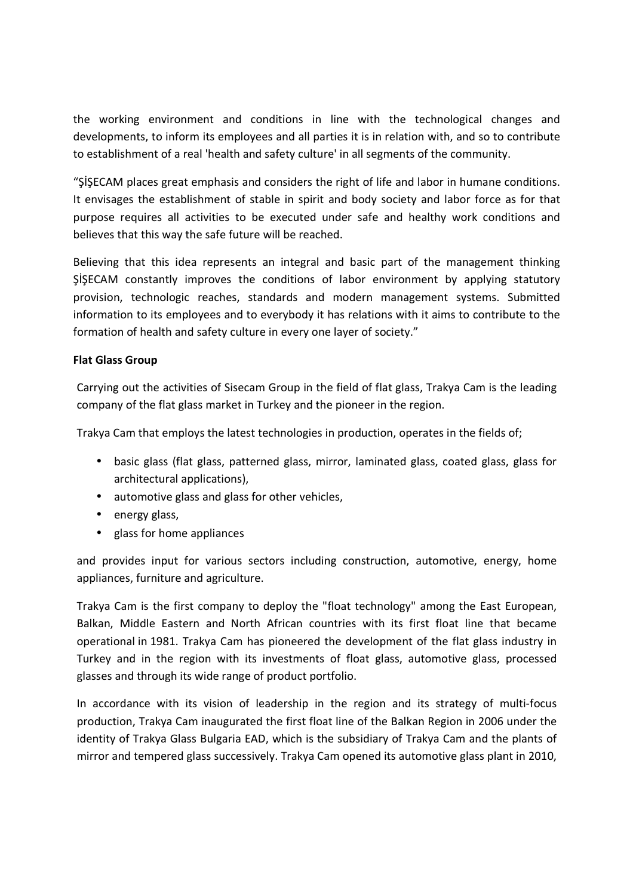the working environment and conditions in line with the technological changes and developments, to inform its employees and all parties it is in relation with, and so to contribute to establishment of a real 'health and safety culture' in all segments of the community.

“ŞİŞECAM places great emphasis and considers the right of life and labor in humane conditions. It envisages the establishment of stable in spirit and body society and labor force as for that purpose requires all activities to be executed under safe and healthy work conditions and believes that this way the safe future will be reached.

Believing that this idea represents an integral and basic part of the management thinking ŞİŞECAM constantly improves the conditions of labor environment by applying statutory provision, technologic reaches, standards and modern management systems. Submitted information to its employees and to everybody it has relations with it aims to contribute to the formation of health and safety culture in every one layer of society.”

**Flat Glass Group**

Carrying out the activities of Sisecam Group in the field of flat glass, Trakya Cam is the leading company of the flat glass market in Turkey and the pioneer in the region.

Trakya Cam that employs the latest technologies in production, operates in the fields of;

- basic glass (flat glass, patterned glass, mirror, laminated glass, coated glass, glass for architectural applications),
- automotive glass and glass for other vehicles,
- energy glass,
- glass for home appliances

and provides input for various sectors including construction, automotive, energy, home appliances, furniture and agriculture.

Trakya Cam is the first company to deploy the "float technology" among the East European, Balkan, Middle Eastern and North African countries with its first float line that became operational in 1981. Trakya Cam has pioneered the development of the flat glass industry in Turkey and in the region with its investments of float glass, automotive glass, processed glasses and through its wide range of product portfolio.

In accordance with its vision of leadership in the region and its strategy of multi-focus production, Trakya Cam inaugurated the first float line of the Balkan Region in 2006 under the identity of Trakya Glass Bulgaria EAD, which is the subsidiary of Trakya Cam and the plants of mirror and tempered glass successively. Trakya Cam opened its automotive glass plant in 2010,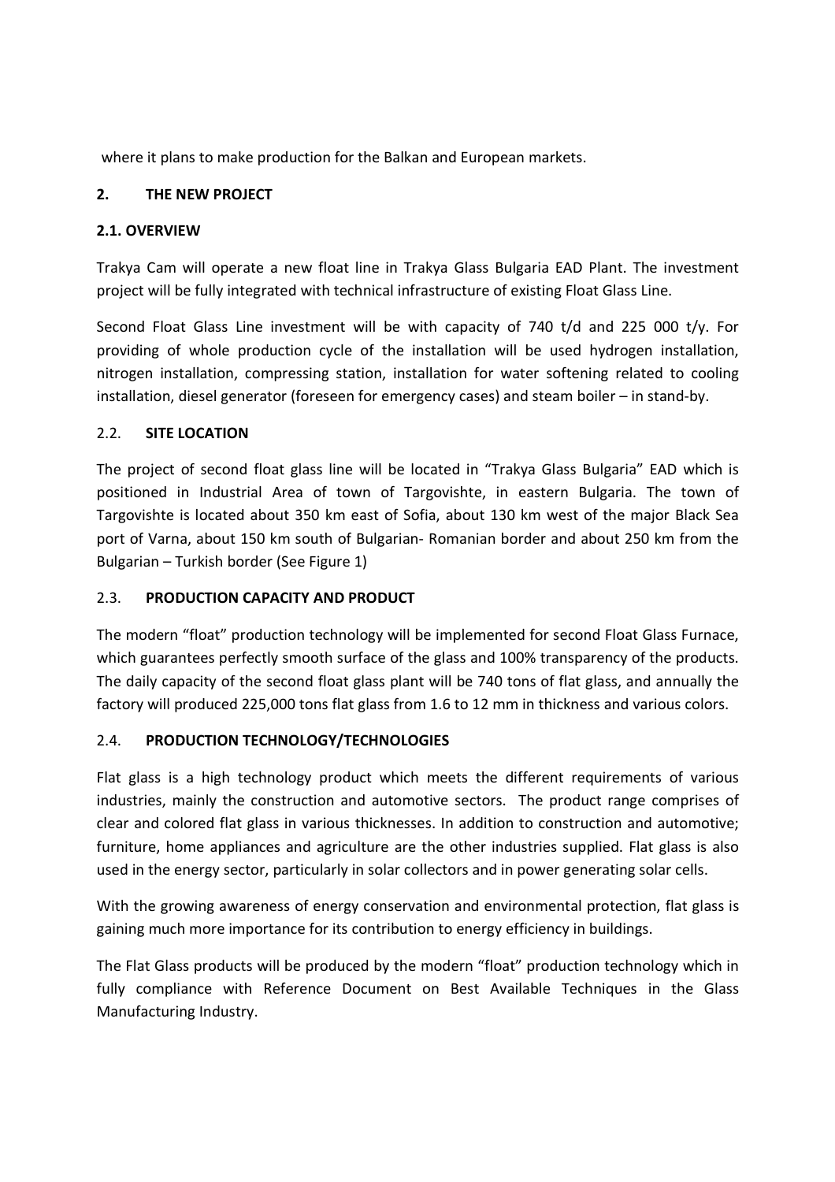where it plans to make production for the Balkan and European markets.

## 2. THE NEW PROJECT

### 2.1. OVERVIEW

Trakya Cam will operate a new float line in Trakya Glass Bulgaria EAD Plant. The investment project will be fully integrated with technical infrastructure of existing Float Glass Line.

Second Float Glass Line investment will be with capacity of 740 t/d and 225 000 t/y. For providing of whole production cycle of the installation will be used hydrogen installation, nitrogen installation, compressing station, installation for water softening related to cooling installation, diesel generator (foreseen for emergency cases) and steam boiler – in stand-by.

### 2.2. SITE LOCATION

The project of second float glass line will be located in "Trakya Glass Bulgaria" EAD which is positioned in Industrial Area of town of Targovishte, in eastern Bulgaria. The town of Targovishte is located about 350 km east of Sofia, about 130 km west of the major Black Sea port of Varna, about 150 km south of Bulgarian- Romanian border and about 250 km from the Bulgarian – Turkish border (See Figure 1)

### 2.3. PRODUCTION CAPACITY AND PRODUCT

The modern "float" production technology will be implemented for second Float Glass Furnace, which guarantees perfectly smooth surface of the glass and 100% transparency of the products. The daily capacity of the second float glass plant will be 740 tons of flat glass, and annually the factory will produced 225,000 tons flat glass from 1.6 to 12 mm in thickness and various colors.

### 2.4. PRODUCTION TECHNOLOGY/TECHNOLOGIES

Flat glass is a high technology product which meets the different requirements of various industries, mainly the construction and automotive sectors. The product range comprises of clear and colored flat glass in various thicknesses. In addition to construction and automotive; furniture, home appliances and agriculture are the other industries supplied. Flat glass is also used in the energy sector, particularly in solar collectors and in power generating solar cells.

With the growing awareness of energy conservation and environmental protection, flat glass is gaining much more importance for its contribution to energy efficiency in buildings.

The Flat Glass products will be produced by the modern "float" production technology which in fully compliance with Reference Document on Best Available Techniques in the Glass Manufacturing Industry.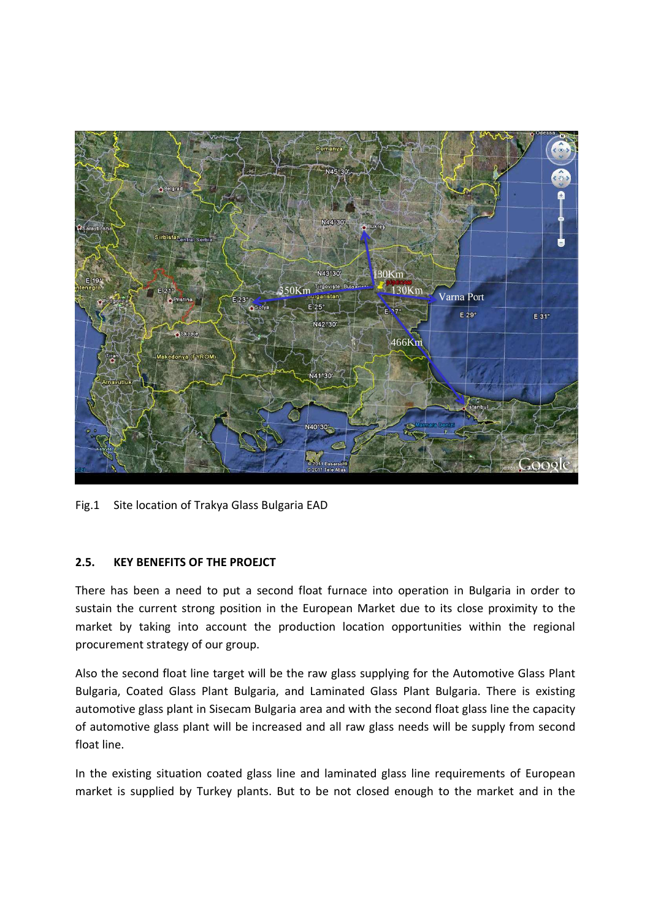Fig.1 Site location of Trakya Glass Bulgaria EAD

### 2.5. KEY BENEFITS OF THE PROEJCT

There has been a need to put a second float furnace into operation in Bulgaria in order to sustain the current strong position in the European Market due to its close proximity to the market by taking into account the production location opportunities within the regional procurement strategy of our group.

Also the second float line target will be the raw glass supplying for the Automotive Glass Plant Bulgaria, Coated Glass Plant Bulgaria, and Laminated Glass Plant Bulgaria. There is existing automotive glass plant in Sisecam Bulgaria area and with the second float glass line the capacity of automotive glass plant will be increased and all raw glass needs will be supply from second float line.

In the existing situation coated glass line and laminated glass line requirements of European market is supplied by Turkey plants. But to be not closed enough to the market and in the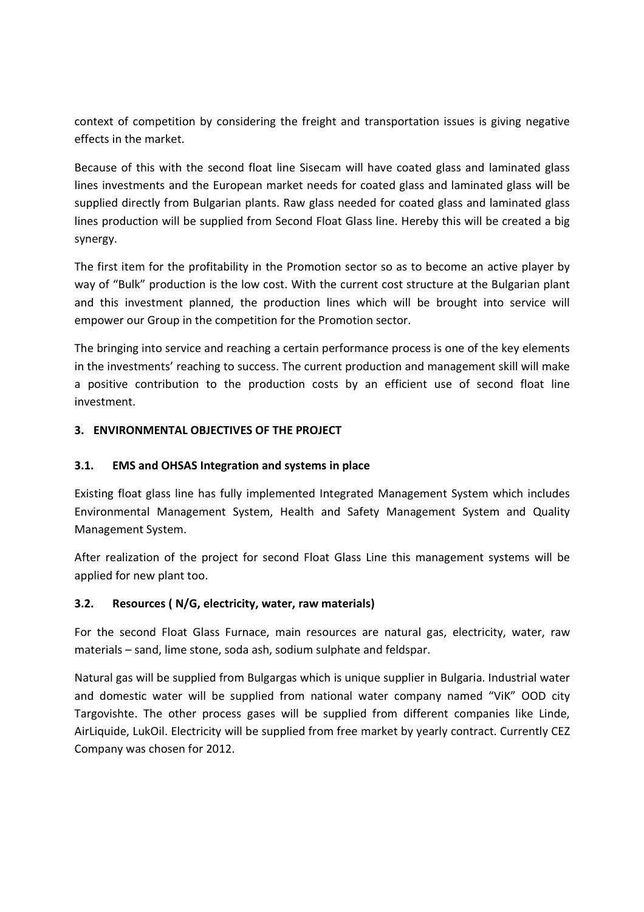context of competition by considering the freight and transportation issues is giving negative effects in the market.

Because of this with the second float line Sisecam will have coated glass and laminated glass lines investments and the European market needs for coated glass and laminated glass will be supplied directly from Bulgarian plants. Raw glass needed for coated glass and laminated glass lines production will be supplied from Second Float Glass line. Hereby this will be created a big synergy.

The first item for the profitability in the Promotion sector so as to become an active player by way of "Bulk" production is the low cost. With the current cost structure at the Bulgarian plant and this investment planned, the production lines which will be brought into service will empower our Group in the competition for the Promotion sector.

The bringing into service and reaching a certain performance process is one of the key elements in the investments' reaching to success. The current production and management skill will make a positive contribution to the production costs by an efficient use of second float line investment.

## 3. ENVIRONMENTAL OBJECTIVES OF THE PROJECT

### 3.1. EMS and OHSAS Integration and systems in place

Existing float glass line has fully implemented Integrated Management System which includes Environmental Management System, Health and Safety Management System and Quality Management System.

After realization of the project for second Float Glass Line this management systems will be applied for new plant too.

### 3.2. Resources ( N/G, electricity, water, raw materials)

For the second Float Glass Furnace, main resources are natural gas, electricity, water, raw materials – sand, lime stone, soda ash, sodium sulphate and feldspar.

Natural gas will be supplied from Bulgargas which is unique supplier in Bulgaria. Industrial water and domestic water will be supplied from national water company named "ViK" OOD city Targovishte. The other process gases will be supplied from different companies like Linde, AirLiquide, LukOil. Electricity will be supplied from free market by yearly contract. Currently CEZ Company was chosen for 2012.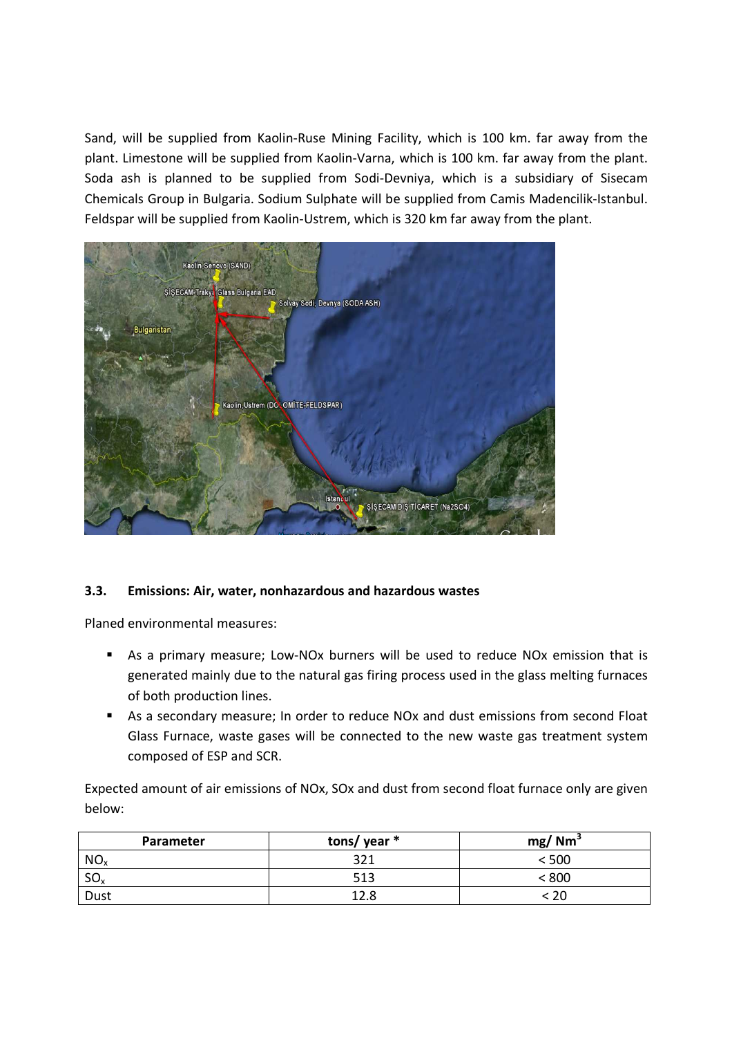Sand, will be supplied from Kaolin-Ruse Mining Facility, which is 100 km. far away from the plant. Limestone will be supplied from Kaolin-Varna, which is 100 km. far away from the plant. Soda ash is planned to be supplied from Sodi-Devniya, which is a subsidiary of Sisecam Chemicals Group in Bulgaria. Sodium Sulphate will be supplied from Camis Madencilik-Istanbul. Feldspar will be supplied from Kaolin-Ustrem, which is 320 km far away from the plant.

### 3.3. Emissions: Air, water, nonhazardous and hazardous wastes

Planed environmental measures:

- As a primary measure; Low-NOx burners will be used to reduce NOx emission that is generated mainly due to the natural gas firing process used in the glass melting furnaces of both production lines.
- As a secondary measure; In order to reduce NOx and dust emissions from second Float Glass Furnace, waste gases will be connected to the new waste gas treatment system composed of ESP and SCR.

Expected amount of air emissions of NOx, SOx and dust from second float furnace only are given below:

| Parameter | tons/ year * | mg/ $Nm^3$ |
| --- | --- | --- |
| $NO_x$ | 321 | < 500 |
| $SO_x$ | 513 | < 800 |
| Dust | 12.8 | < 20 |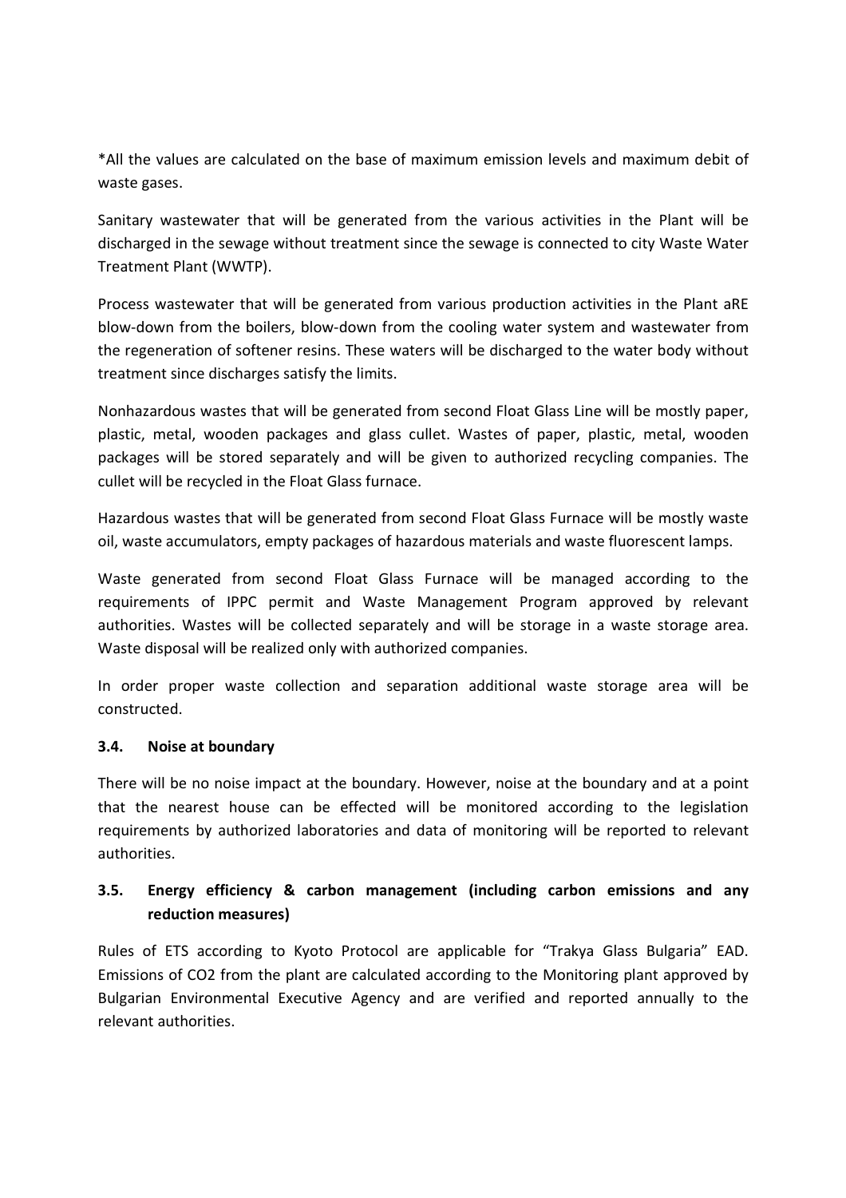*All the values are calculated on the base of maximum emission levels and maximum debit of waste gases.

Sanitary wastewater that will be generated from the various activities in the Plant will be discharged in the sewage without treatment since the sewage is connected to city Waste Water Treatment Plant (WWTP).

Process wastewater that will be generated from various production activities in the Plant aRE blow-down from the boilers, blow-down from the cooling water system and wastewater from the regeneration of softener resins. These waters will be discharged to the water body without treatment since discharges satisfy the limits.

Nonhazardous wastes that will be generated from second Float Glass Line will be mostly paper, plastic, metal, wooden packages and glass cullet. Wastes of paper, plastic, metal, wooden packages will be stored separately and will be given to authorized recycling companies. The cullet will be recycled in the Float Glass furnace.

Hazardous wastes that will be generated from second Float Glass Furnace will be mostly waste oil, waste accumulators, empty packages of hazardous materials and waste fluorescent lamps.

Waste generated from second Float Glass Furnace will be managed according to the requirements of IPPC permit and Waste Management Program approved by relevant authorities. Wastes will be collected separately and will be storage in a waste storage area. Waste disposal will be realized only with authorized companies.

In order proper waste collection and separation additional waste storage area will be constructed.

### 3.4. Noise at boundary

There will be no noise impact at the boundary. However, noise at the boundary and at a point that the nearest house can be effected will be monitored according to the legislation requirements by authorized laboratories and data of monitoring will be reported to relevant authorities.

### 3.5. Energy efficiency & carbon management (including carbon emissions and any reduction measures)

Rules of ETS according to Kyoto Protocol are applicable for "Trakya Glass Bulgaria" EAD. Emissions of $CO_2$ from the plant are calculated according to the Monitoring plant approved by Bulgarian Environmental Executive Agency and are verified and reported annually to the relevant authorities.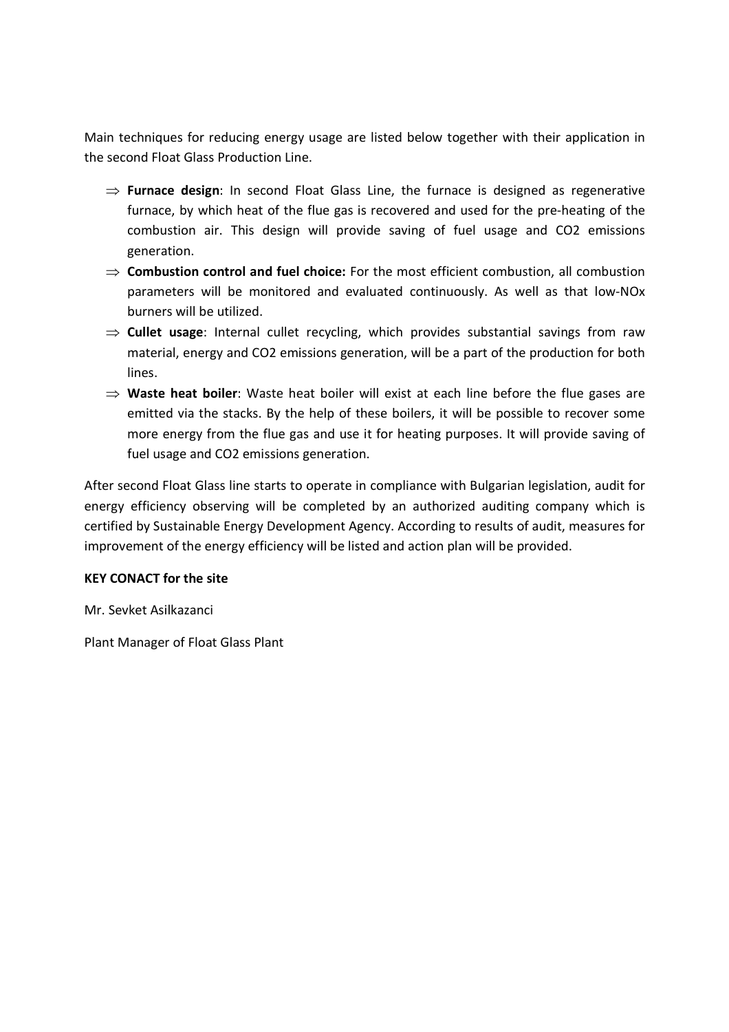Main techniques for reducing energy usage are listed below together with their application in the second Float Glass Production Line.

- ⇒ **Furnace design**: In second Float Glass Line, the furnace is designed as regenerative furnace, by which heat of the flue gas is recovered and used for the pre-heating of the combustion air. This design will provide saving of fuel usage and $CO_2$ emissions generation.
- ⇒ **Combustion control and fuel choice:** For the most efficient combustion, all combustion parameters will be monitored and evaluated continuously. As well as that low-NOx burners will be utilized.
- ⇒ **Cullet usage**: Internal cullet recycling, which provides substantial savings from raw material, energy and $CO_2$ emissions generation, will be a part of the production for both lines.
- ⇒ **Waste heat boiler**: Waste heat boiler will exist at each line before the flue gases are emitted via the stacks. By the help of these boilers, it will be possible to recover some more energy from the flue gas and use it for heating purposes. It will provide saving of fuel usage and $CO_2$ emissions generation.

After second Float Glass line starts to operate in compliance with Bulgarian legislation, audit for energy efficiency observing will be completed by an authorized auditing company which is certified by Sustainable Energy Development Agency. According to results of audit, measures for improvement of the energy efficiency will be listed and action plan will be provided.

**KEY CONACT for the site**

Mr. Sevket Asilkazanci

Plant Manager of Float Glass Plant